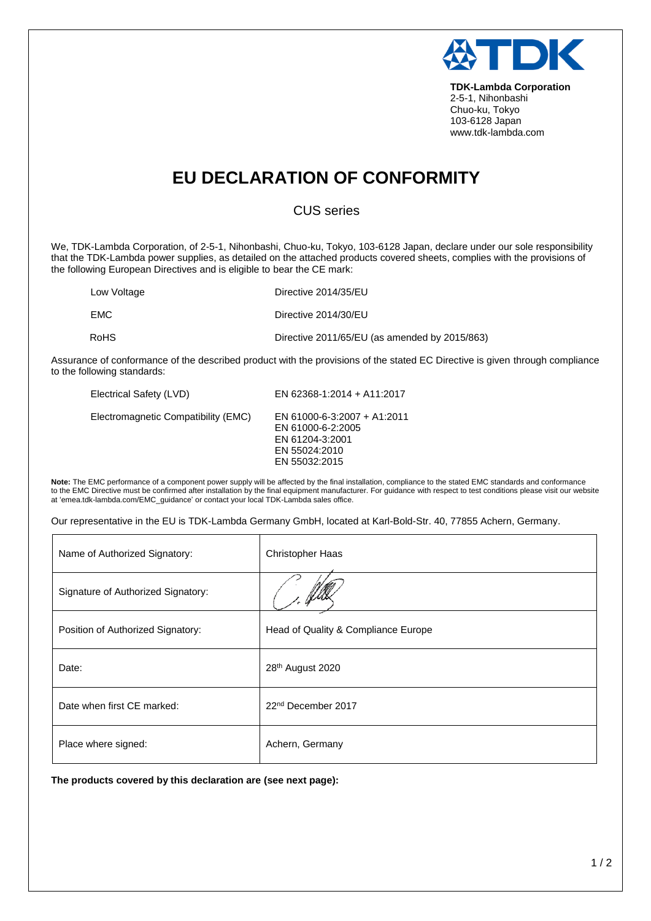**TDK-Lambda Corporation**
2-5-1, Nihonbashi
Chuo-ku, Tokyo
103-6128 Japan
www.tdk-lambda.com

# EU DECLARATION OF CONFORMITY

## CUS series

We, TDK-Lambda Corporation, of 2-5-1, Nihonbashi, Chuo-ku, Tokyo, 103-6128 Japan, declare under our sole responsibility that the TDK-Lambda power supplies, as detailed on the attached products covered sheets, complies with the provisions of the following European Directives and is eligible to bear the CE mark:

| | |
|---|---|
| Low Voltage | Directive 2014/35/EU |
| EMC | Directive 2014/30/EU |
| RoHS | Directive 2011/65/EU (as amended by 2015/863) |

Assurance of conformance of the described product with the provisions of the stated EC Directive is given through compliance to the following standards:

| | |
|---|---|
| Electrical Safety (LVD) | EN 62368-1:2014 + A11:2017 |
| Electromagnetic Compatibility (EMC) | EN 61000-6-3:2007 + A1:2011<br>EN 61000-6-2:2005<br>EN 61204-3:2001<br>EN 55024:2010<br>EN 55032:2015 |

**Note:** The EMC performance of a component power supply will be affected by the final installation, compliance to the stated EMC standards and conformance to the EMC Directive must be confirmed after installation by the final equipment manufacturer. For guidance with respect to test conditions please visit our website at 'emea.tdk-lambda.com/EMC_guidance' or contact your local TDK-Lambda sales office.

Our representative in the EU is TDK-Lambda Germany GmbH, located at Karl-Bold-Str. 40, 77855 Achern, Germany.

| | |
|---|---|
| Name of Authorized Signatory: | Christopher Haas |
| Signature of Authorized Signatory: | C. Haas |
| Position of Authorized Signatory: | Head of Quality & Compliance Europe |
| Date: | 28th August 2020 |
| Date when first CE marked: | 22nd December 2017 |
| Place where signed: | Achern, Germany |

**The products covered by this declaration are (see next page):**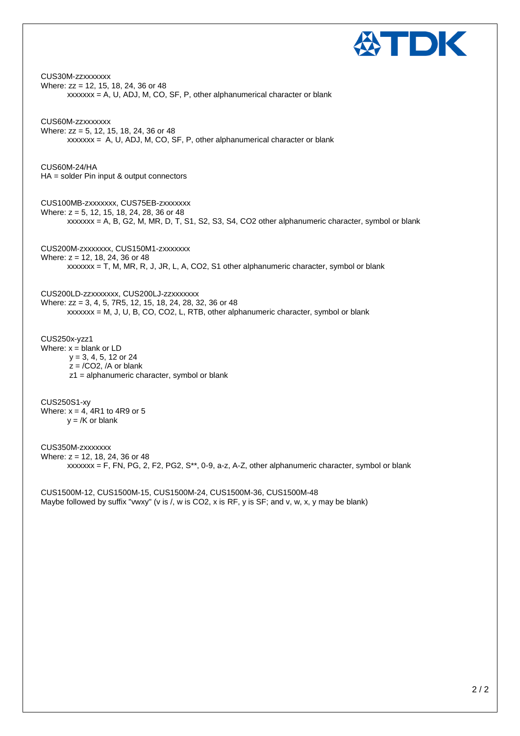CUS30M-zzxxxxxxx
Where: zz = 12, 15, 18, 24, 36 or 48
  xxxxxxx = A, U, ADJ, M, CO, SF, P, other alphanumerical character or blank

CUS60M-zzxxxxxxx
Where: zz = 5, 12, 15, 18, 24, 36 or 48
  xxxxxxx = A, U, ADJ, M, CO, SF, P, other alphanumerical character or blank

CUS60M-24/HA
HA = solder Pin input & output connectors

CUS100MB-zxxxxxxx, CUS75EB-zxxxxxxx
Where: z = 5, 12, 15, 18, 24, 28, 36 or 48
  xxxxxxx = A, B, G2, M, MR, D, T, S1, S2, S3, S4, CO2 other alphanumeric character, symbol or blank

CUS200M-zxxxxxxx, CUS150M1-zxxxxxxx
Where: z = 12, 18, 24, 36 or 48
  xxxxxxx = T, M, MR, R, J, JR, L, A, CO2, S1 other alphanumeric character, symbol or blank

CUS200LD-zzxxxxxxx, CUS200LJ-zzxxxxxxx
Where: zz = 3, 4, 5, 7R5, 12, 15, 18, 24, 28, 32, 36 or 48
  xxxxxxx = M, J, U, B, CO, CO2, L, RTB, other alphanumeric character, symbol or blank

CUS250x-yzz1
Where: x = blank or LD
  y = 3, 4, 5, 12 or 24
  z = /CO2, /A or blank
  z1 = alphanumeric character, symbol or blank

CUS250S1-xy
Where: x = 4, 4R1 to 4R9 or 5
  y = /K or blank

CUS350M-zxxxxxxx
Where: z = 12, 18, 24, 36 or 48
  xxxxxxx = F, FN, PG, 2, F2, PG2, S**, 0-9, a-z, A-Z, other alphanumeric character, symbol or blank

CUS1500M-12, CUS1500M-15, CUS1500M-24, CUS1500M-36, CUS1500M-48
Maybe followed by suffix "vwxy" (v is /, w is CO2, x is RF, y is SF; and v, w, x, y may be blank)